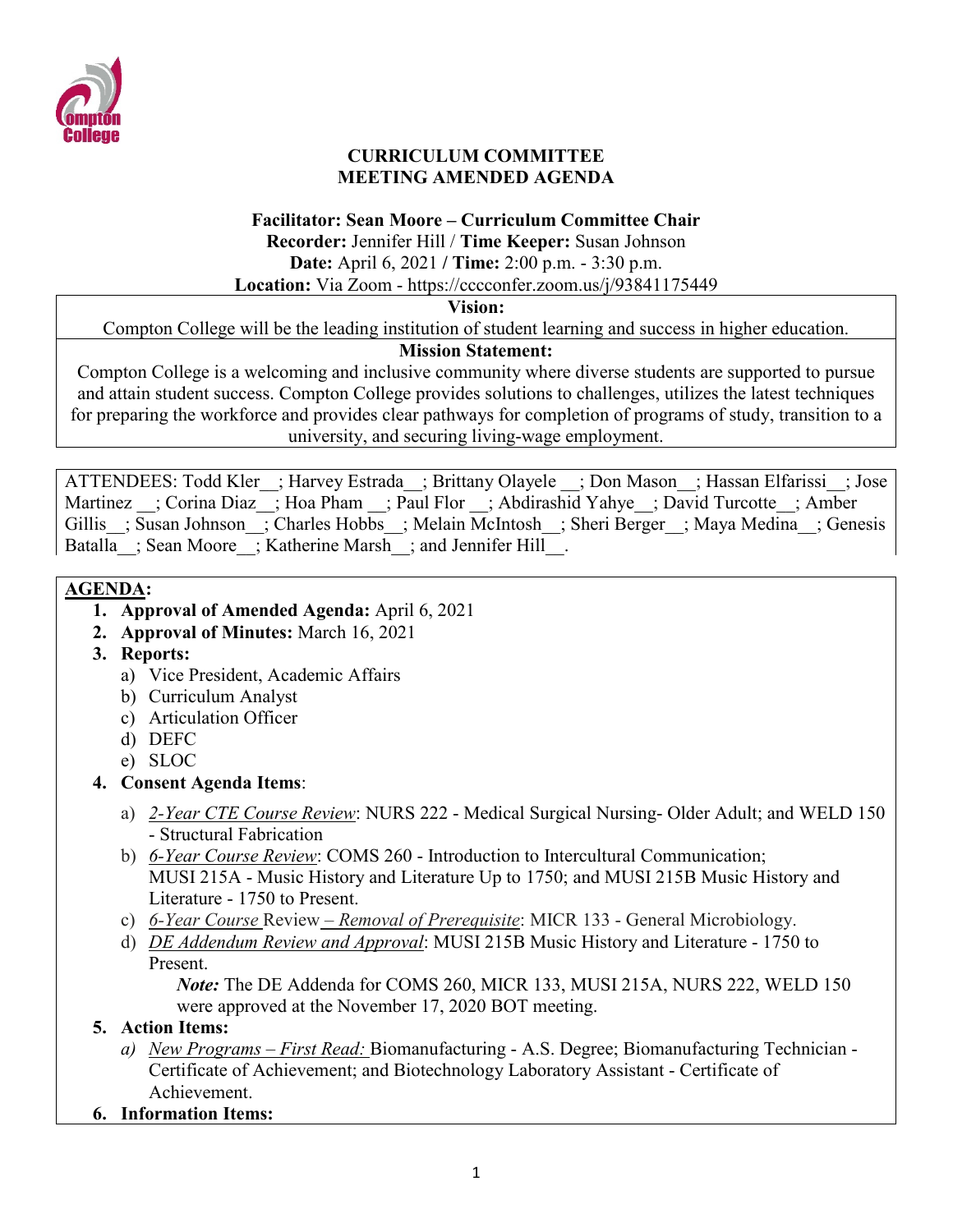# CURRICULUM COMMITTEE
# MEETING AMENDED AGENDA

**Facilitator: Sean Moore – Curriculum Committee Chair**
**Recorder:** Jennifer Hill / **Time Keeper:** Susan Johnson
**Date:** April 6, 2021 / **Time:** 2:00 p.m. - 3:30 p.m.
**Location:** Via Zoom - https://cccconfer.zoom.us/j/93841175449

**Vision:**
Compton College will be the leading institution of student learning and success in higher education.

**Mission Statement:**
Compton College is a welcoming and inclusive community where diverse students are supported to pursue and attain student success. Compton College provides solutions to challenges, utilizes the latest techniques for preparing the workforce and provides clear pathways for completion of programs of study, transition to a university, and securing living-wage employment.

ATTENDEES: Todd Kler__; Harvey Estrada__; Brittany Olayele __; Don Mason__; Hassan Elfarissi__; Jose Martinez __; Corina Diaz__; Hoa Pham __; Paul Flor __; Abdirashid Yahye__; David Turcotte__; Amber Gillis__; Susan Johnson__; Charles Hobbs__; Melain McIntosh__; Sheri Berger__; Maya Medina__; Genesis Batalla__; Sean Moore__; Katherine Marsh__; and Jennifer Hill__.

**AGENDA:**

1. **Approval of Amended Agenda:** April 6, 2021
2. **Approval of Minutes:** March 16, 2021
3. **Reports:**
   a) Vice President, Academic Affairs
   b) Curriculum Analyst
   c) Articulation Officer
   d) DEFC
   e) SLOC
4. **Consent Agenda Items**:
   a) *2-Year CTE Course Review*: NURS 222 - Medical Surgical Nursing- Older Adult; and WELD 150 - Structural Fabrication
   b) *6-Year Course Review*: COMS 260 - Introduction to Intercultural Communication; MUSI 215A - Music History and Literature Up to 1750; and MUSI 215B Music History and Literature - 1750 to Present.
   c) *6-Year Course* Review *– Removal of Prerequisite*: MICR 133 - General Microbiology.
   d) *DE Addendum Review and Approval*: MUSI 215B Music History and Literature - 1750 to Present.
      ***Note:*** The DE Addenda for COMS 260, MICR 133, MUSI 215A, NURS 222, WELD 150 were approved at the November 17, 2020 BOT meeting.
5. **Action Items:**
   a) *New Programs – First Read:* Biomanufacturing - A.S. Degree; Biomanufacturing Technician - Certificate of Achievement; and Biotechnology Laboratory Assistant - Certificate of Achievement.
6. **Information Items:**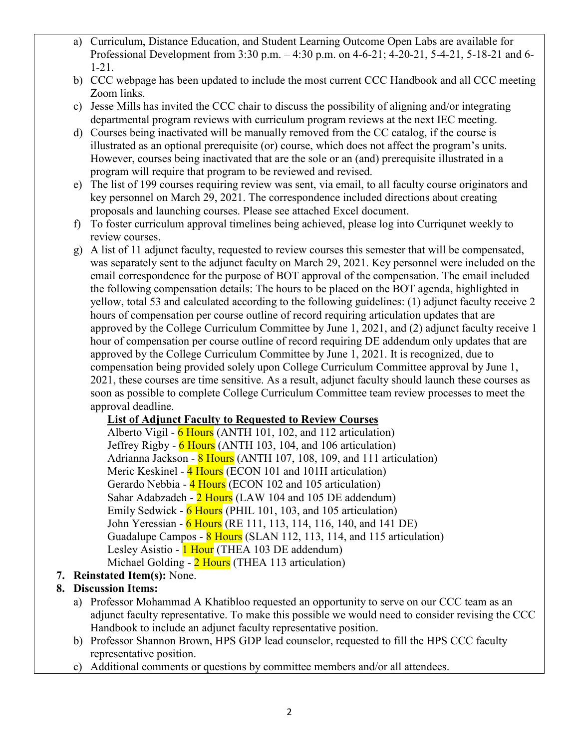a) Curriculum, Distance Education, and Student Learning Outcome Open Labs are available for Professional Development from 3:30 p.m. – 4:30 p.m. on 4-6-21; 4-20-21, 5-4-21, 5-18-21 and 6-1-21.
b) CCC webpage has been updated to include the most current CCC Handbook and all CCC meeting Zoom links.
c) Jesse Mills has invited the CCC chair to discuss the possibility of aligning and/or integrating departmental program reviews with curriculum program reviews at the next IEC meeting.
d) Courses being inactivated will be manually removed from the CC catalog, if the course is illustrated as an optional prerequisite (or) course, which does not affect the program's units. However, courses being inactivated that are the sole or an (and) prerequisite illustrated in a program will require that program to be reviewed and revised.
e) The list of 199 courses requiring review was sent, via email, to all faculty course originators and key personnel on March 29, 2021. The correspondence included directions about creating proposals and launching courses. Please see attached Excel document.
f) To foster curriculum approval timelines being achieved, please log into Curriqunet weekly to review courses.
g) A list of 11 adjunct faculty, requested to review courses this semester that will be compensated, was separately sent to the adjunct faculty on March 29, 2021. Key personnel were included on the email correspondence for the purpose of BOT approval of the compensation. The email included the following compensation details: The hours to be placed on the BOT agenda, highlighted in yellow, total 53 and calculated according to the following guidelines: (1) adjunct faculty receive 2 hours of compensation per course outline of record requiring articulation updates that are approved by the College Curriculum Committee by June 1, 2021, and (2) adjunct faculty receive 1 hour of compensation per course outline of record requiring DE addendum only updates that are approved by the College Curriculum Committee by June 1, 2021. It is recognized, due to compensation being provided solely upon College Curriculum Committee approval by June 1, 2021, these courses are time sensitive. As a result, adjunct faculty should launch these courses as soon as possible to complete College Curriculum Committee team review processes to meet the approval deadline.

   **List of Adjunct Faculty to Requested to Review Courses**
   Alberto Vigil - 6 Hours (ANTH 101, 102, and 112 articulation)
   Jeffrey Rigby - 6 Hours (ANTH 103, 104, and 106 articulation)
   Adrianna Jackson - 8 Hours (ANTH 107, 108, 109, and 111 articulation)
   Meric Keskinel - 4 Hours (ECON 101 and 101H articulation)
   Gerardo Nebbia - 4 Hours (ECON 102 and 105 articulation)
   Sahar Adabzadeh - 2 Hours (LAW 104 and 105 DE addendum)
   Emily Sedwick - 6 Hours (PHIL 101, 103, and 105 articulation)
   John Yeressian - 6 Hours (RE 111, 113, 114, 116, 140, and 141 DE)
   Guadalupe Campos - 8 Hours (SLAN 112, 113, 114, and 115 articulation)
   Lesley Asistio - 1 Hour (THEA 103 DE addendum)
   Michael Golding - 2 Hours (THEA 113 articulation)

7. **Reinstated Item(s):** None.
8. **Discussion Items:**
   a) Professor Mohammad A Khatibloo requested an opportunity to serve on our CCC team as an adjunct faculty representative. To make this possible we would need to consider revising the CCC Handbook to include an adjunct faculty representative position.
   b) Professor Shannon Brown, HPS GDP lead counselor, requested to fill the HPS CCC faculty representative position.
   c) Additional comments or questions by committee members and/or all attendees.